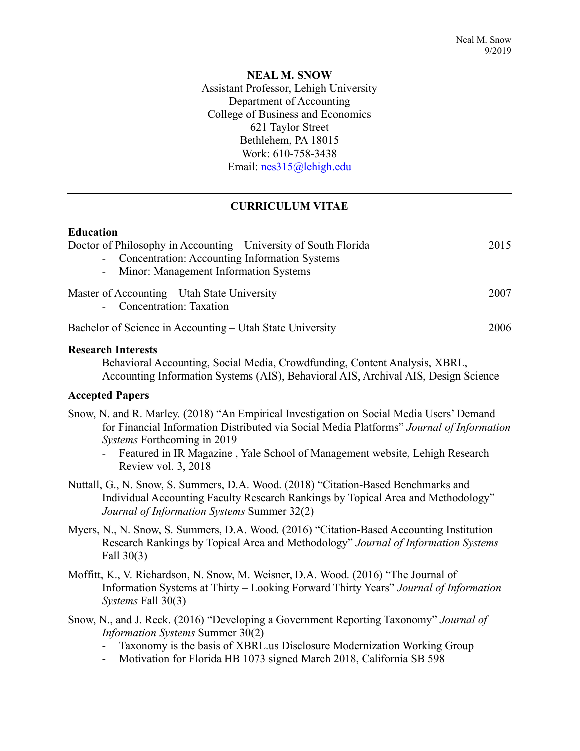**NEAL M. SNOW**
Assistant Professor, Lehigh University
Department of Accounting
College of Business and Economics
621 Taylor Street
Bethlehem, PA 18015
Work: 610-758-3438
Email: nes315@lehigh.edu

---

# CURRICULUM VITAE

## Education

Doctor of Philosophy in Accounting – University of South Florida — 2015
- Concentration: Accounting Information Systems
- Minor: Management Information Systems

Master of Accounting – Utah State University — 2007
- Concentration: Taxation

Bachelor of Science in Accounting – Utah State University — 2006

## Research Interests

Behavioral Accounting, Social Media, Crowdfunding, Content Analysis, XBRL, Accounting Information Systems (AIS), Behavioral AIS, Archival AIS, Design Science

## Accepted Papers

Snow, N. and R. Marley. (2018) "An Empirical Investigation on Social Media Users' Demand for Financial Information Distributed via Social Media Platforms" *Journal of Information Systems* Forthcoming in 2019
- Featured in IR Magazine , Yale School of Management website, Lehigh Research Review vol. 3, 2018

Nuttall, G., N. Snow, S. Summers, D.A. Wood. (2018) "Citation-Based Benchmarks and Individual Accounting Faculty Research Rankings by Topical Area and Methodology" *Journal of Information Systems* Summer 32(2)

Myers, N., N. Snow, S. Summers, D.A. Wood. (2016) "Citation-Based Accounting Institution Research Rankings by Topical Area and Methodology" *Journal of Information Systems* Fall 30(3)

Moffitt, K., V. Richardson, N. Snow, M. Weisner, D.A. Wood. (2016) "The Journal of Information Systems at Thirty – Looking Forward Thirty Years" *Journal of Information Systems* Fall 30(3)

Snow, N., and J. Reck. (2016) "Developing a Government Reporting Taxonomy" *Journal of Information Systems* Summer 30(2)
- Taxonomy is the basis of XBRL.us Disclosure Modernization Working Group
- Motivation for Florida HB 1073 signed March 2018, California SB 598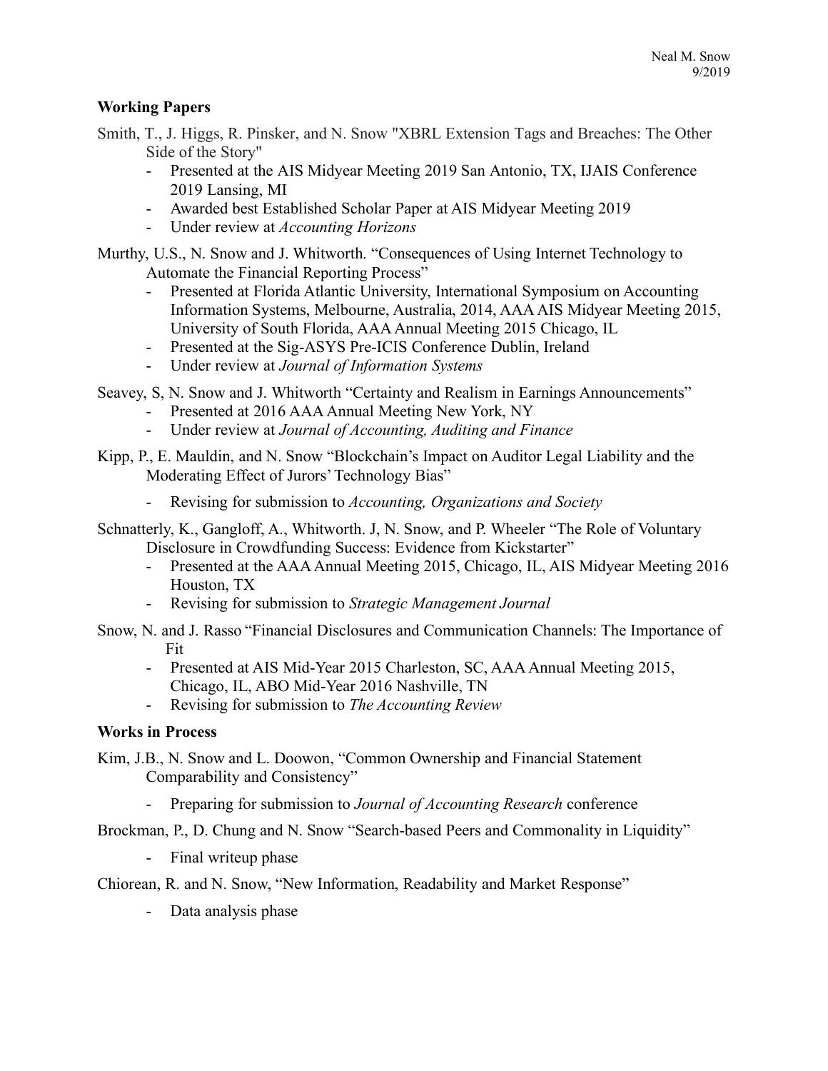### Working Papers

Smith, T., J. Higgs, R. Pinsker, and N. Snow "XBRL Extension Tags and Breaches: The Other Side of the Story"

- Presented at the AIS Midyear Meeting 2019 San Antonio, TX, IJAIS Conference 2019 Lansing, MI
- Awarded best Established Scholar Paper at AIS Midyear Meeting 2019
- Under review at *Accounting Horizons*

Murthy, U.S., N. Snow and J. Whitworth. "Consequences of Using Internet Technology to Automate the Financial Reporting Process"

- Presented at Florida Atlantic University, International Symposium on Accounting Information Systems, Melbourne, Australia, 2014, AAA AIS Midyear Meeting 2015, University of South Florida, AAA Annual Meeting 2015 Chicago, IL
- Presented at the Sig-ASYS Pre-ICIS Conference Dublin, Ireland
- Under review at *Journal of Information Systems*

Seavey, S, N. Snow and J. Whitworth "Certainty and Realism in Earnings Announcements"

- Presented at 2016 AAA Annual Meeting New York, NY
- Under review at *Journal of Accounting, Auditing and Finance*

Kipp, P., E. Mauldin, and N. Snow "Blockchain's Impact on Auditor Legal Liability and the Moderating Effect of Jurors' Technology Bias"

- Revising for submission to *Accounting, Organizations and Society*

Schnatterly, K., Gangloff, A., Whitworth. J, N. Snow, and P. Wheeler "The Role of Voluntary Disclosure in Crowdfunding Success: Evidence from Kickstarter"

- Presented at the AAA Annual Meeting 2015, Chicago, IL, AIS Midyear Meeting 2016 Houston, TX
- Revising for submission to *Strategic Management Journal*

Snow, N. and J. Rasso "Financial Disclosures and Communication Channels: The Importance of Fit

- Presented at AIS Mid-Year 2015 Charleston, SC, AAA Annual Meeting 2015, Chicago, IL, ABO Mid-Year 2016 Nashville, TN
- Revising for submission to *The Accounting Review*

### Works in Process

Kim, J.B., N. Snow and L. Doowon, "Common Ownership and Financial Statement Comparability and Consistency"

- Preparing for submission to *Journal of Accounting Research* conference

Brockman, P., D. Chung and N. Snow "Search-based Peers and Commonality in Liquidity"

- Final writeup phase

Chiorean, R. and N. Snow, "New Information, Readability and Market Response"

- Data analysis phase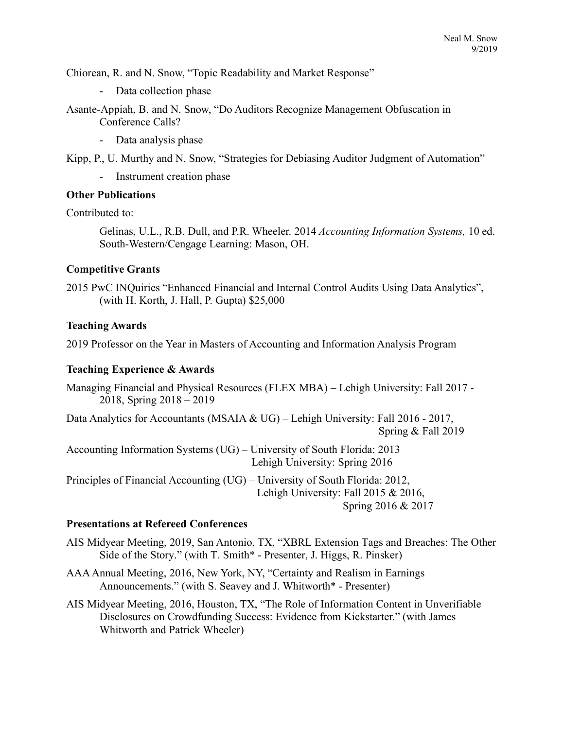Chiorean, R. and N. Snow, "Topic Readability and Market Response"

- Data collection phase

Asante-Appiah, B. and N. Snow, "Do Auditors Recognize Management Obfuscation in Conference Calls?

- Data analysis phase

Kipp, P., U. Murthy and N. Snow, "Strategies for Debiasing Auditor Judgment of Automation"

- Instrument creation phase

**Other Publications**

Contributed to:

> Gelinas, U.L., R.B. Dull, and P.R. Wheeler. 2014 *Accounting Information Systems,* 10 ed. South-Western/Cengage Learning: Mason, OH.

**Competitive Grants**

2015 PwC INQuiries "Enhanced Financial and Internal Control Audits Using Data Analytics", (with H. Korth, J. Hall, P. Gupta) $25,000

**Teaching Awards**

2019 Professor on the Year in Masters of Accounting and Information Analysis Program

**Teaching Experience & Awards**

Managing Financial and Physical Resources (FLEX MBA) – Lehigh University: Fall 2017 - 2018, Spring 2018 – 2019

Data Analytics for Accountants (MSAIA & UG) – Lehigh University: Fall 2016 - 2017, Spring & Fall 2019

Accounting Information Systems (UG) – University of South Florida: 2013
Lehigh University: Spring 2016

Principles of Financial Accounting (UG) – University of South Florida: 2012,
Lehigh University: Fall 2015 & 2016,
Spring 2016 & 2017

**Presentations at Refereed Conferences**

AIS Midyear Meeting, 2019, San Antonio, TX, "XBRL Extension Tags and Breaches: The Other Side of the Story." (with T. Smith* - Presenter, J. Higgs, R. Pinsker)

AAA Annual Meeting, 2016, New York, NY, "Certainty and Realism in Earnings Announcements." (with S. Seavey and J. Whitworth* - Presenter)

AIS Midyear Meeting, 2016, Houston, TX, "The Role of Information Content in Unverifiable Disclosures on Crowdfunding Success: Evidence from Kickstarter." (with James Whitworth and Patrick Wheeler)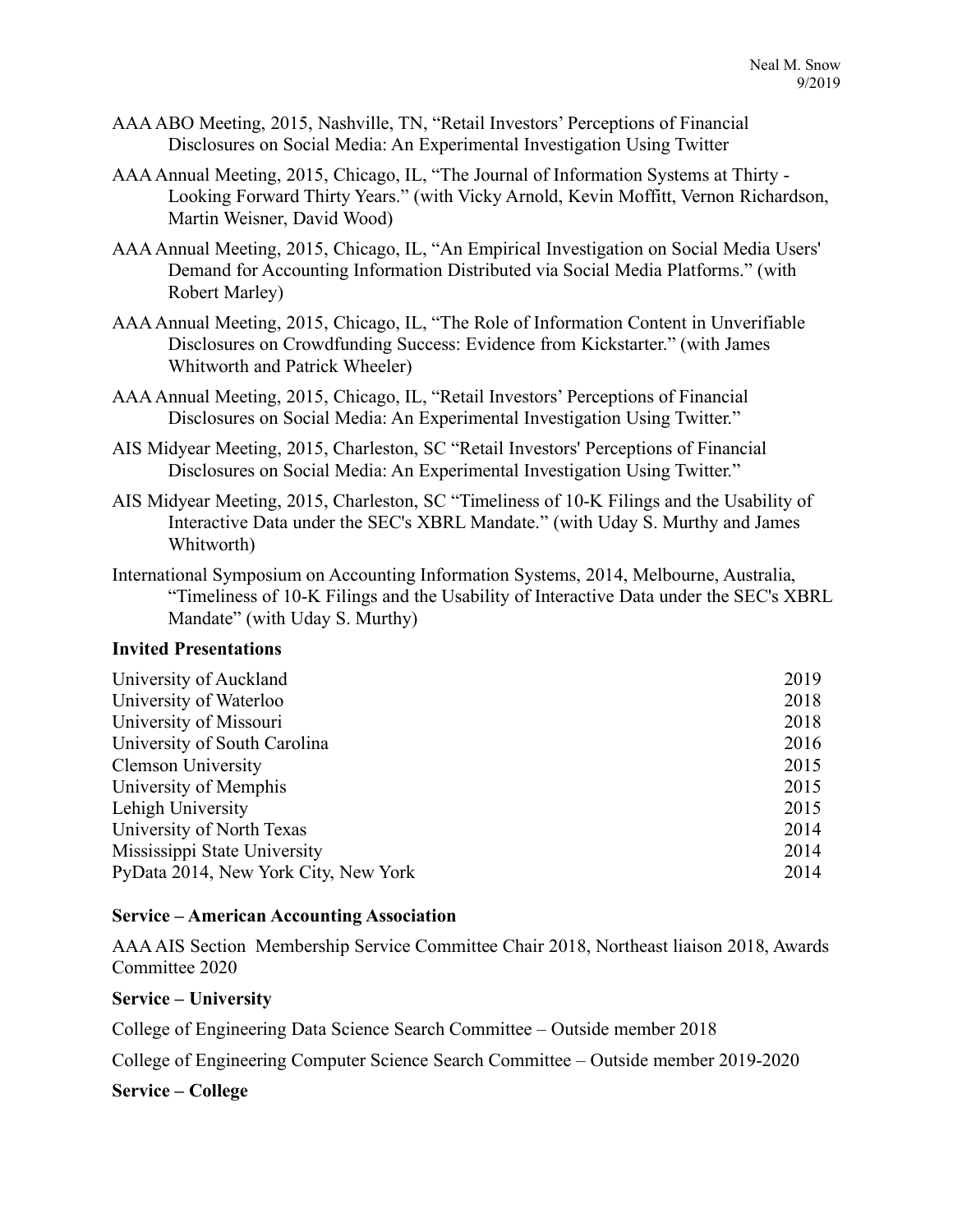AAA ABO Meeting, 2015, Nashville, TN, "Retail Investors' Perceptions of Financial Disclosures on Social Media: An Experimental Investigation Using Twitter

AAA Annual Meeting, 2015, Chicago, IL, "The Journal of Information Systems at Thirty - Looking Forward Thirty Years." (with Vicky Arnold, Kevin Moffitt, Vernon Richardson, Martin Weisner, David Wood)

AAA Annual Meeting, 2015, Chicago, IL, "An Empirical Investigation on Social Media Users' Demand for Accounting Information Distributed via Social Media Platforms." (with Robert Marley)

AAA Annual Meeting, 2015, Chicago, IL, "The Role of Information Content in Unverifiable Disclosures on Crowdfunding Success: Evidence from Kickstarter." (with James Whitworth and Patrick Wheeler)

AAA Annual Meeting, 2015, Chicago, IL, "Retail Investors' Perceptions of Financial Disclosures on Social Media: An Experimental Investigation Using Twitter."

AIS Midyear Meeting, 2015, Charleston, SC "Retail Investors' Perceptions of Financial Disclosures on Social Media: An Experimental Investigation Using Twitter."

AIS Midyear Meeting, 2015, Charleston, SC "Timeliness of 10-K Filings and the Usability of Interactive Data under the SEC's XBRL Mandate." (with Uday S. Murthy and James Whitworth)

International Symposium on Accounting Information Systems, 2014, Melbourne, Australia, "Timeliness of 10-K Filings and the Usability of Interactive Data under the SEC's XBRL Mandate" (with Uday S. Murthy)

**Invited Presentations**

| | |
|---|---|
| University of Auckland | 2019 |
| University of Waterloo | 2018 |
| University of Missouri | 2018 |
| University of South Carolina | 2016 |
| Clemson University | 2015 |
| University of Memphis | 2015 |
| Lehigh University | 2015 |
| University of North Texas | 2014 |
| Mississippi State University | 2014 |
| PyData 2014, New York City, New York | 2014 |

**Service – American Accounting Association**

AAA AIS Section Membership Service Committee Chair 2018, Northeast liaison 2018, Awards Committee 2020

**Service – University**

College of Engineering Data Science Search Committee – Outside member 2018

College of Engineering Computer Science Search Committee – Outside member 2019-2020

**Service – College**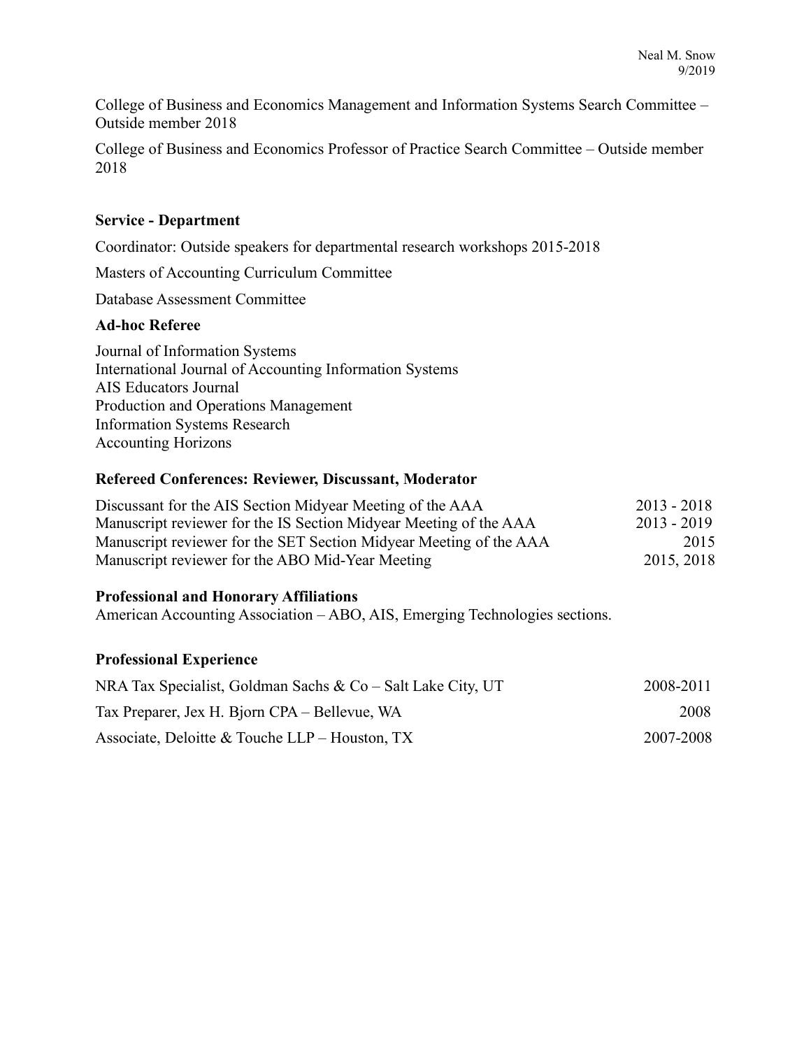College of Business and Economics Management and Information Systems Search Committee – Outside member 2018

College of Business and Economics Professor of Practice Search Committee – Outside member 2018

**Service - Department**

Coordinator: Outside speakers for departmental research workshops 2015-2018

Masters of Accounting Curriculum Committee

Database Assessment Committee

**Ad-hoc Referee**

Journal of Information Systems
International Journal of Accounting Information Systems
AIS Educators Journal
Production and Operations Management
Information Systems Research
Accounting Horizons

**Refereed Conferences: Reviewer, Discussant, Moderator**

| | |
|---|---|
| Discussant for the AIS Section Midyear Meeting of the AAA | 2013 - 2018 |
| Manuscript reviewer for the IS Section Midyear Meeting of the AAA | 2013 - 2019 |
| Manuscript reviewer for the SET Section Midyear Meeting of the AAA | 2015 |
| Manuscript reviewer for the ABO Mid-Year Meeting | 2015, 2018 |

**Professional and Honorary Affiliations**

American Accounting Association – ABO, AIS, Emerging Technologies sections.

**Professional Experience**

| | |
|---|---|
| NRA Tax Specialist, Goldman Sachs & Co – Salt Lake City, UT | 2008-2011 |
| Tax Preparer, Jex H. Bjorn CPA – Bellevue, WA | 2008 |
| Associate, Deloitte & Touche LLP – Houston, TX | 2007-2008 |